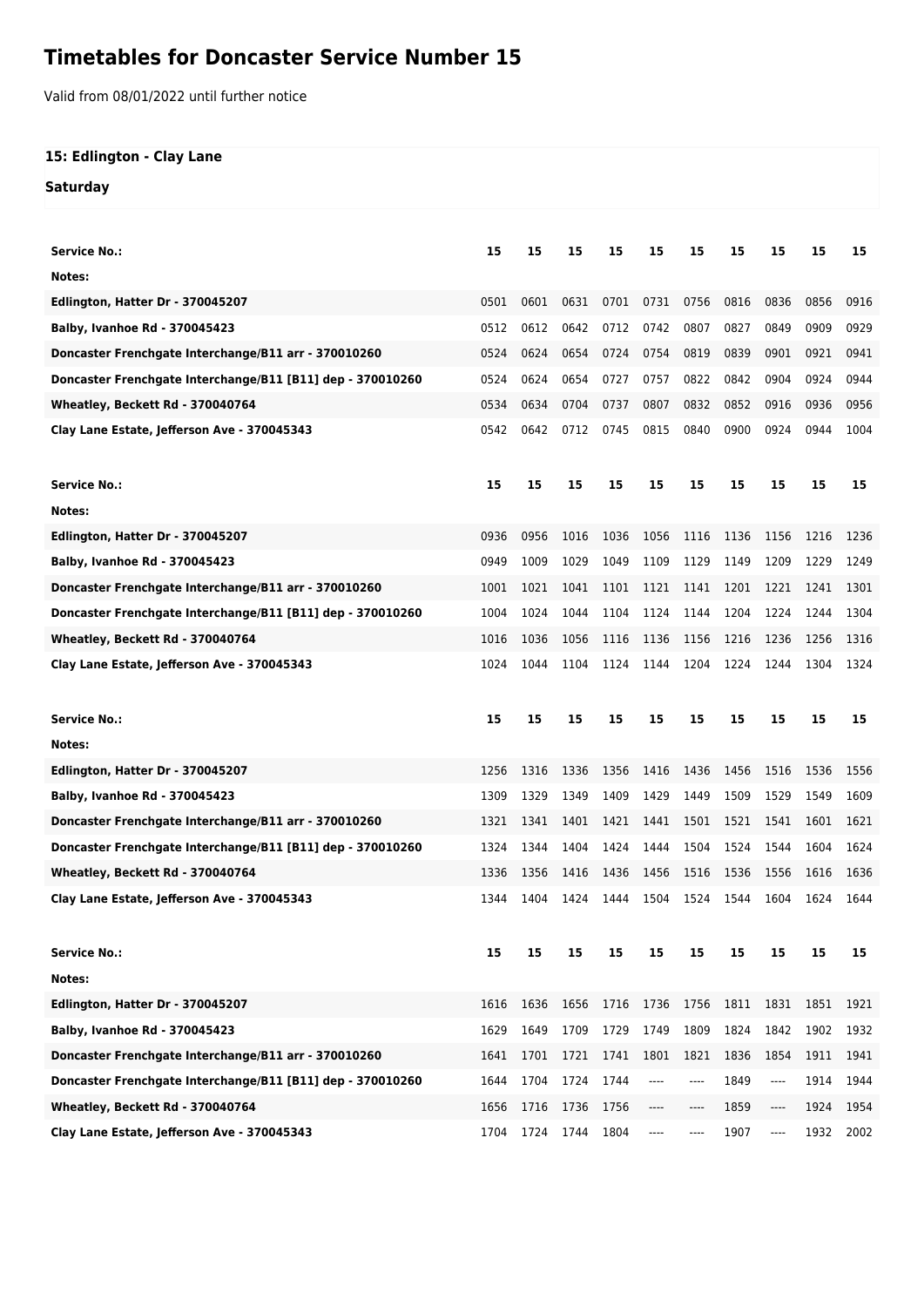# Timetables for Doncaster Service Number 15

Valid from 08/01/2022 until further notice

### 15: Edlington - Clay Lane

### Saturday

| Service No.: | 15 | 15 | 15 | 15 | 15 | 15 | 15 | 15 | 15 | 15 |
|---|---|---|---|---|---|---|---|---|---|---|
| Notes: | | | | | | | | | | |
| Edlington, Hatter Dr - 370045207 | 0501 | 0601 | 0631 | 0701 | 0731 | 0756 | 0816 | 0836 | 0856 | 0916 |
| Balby, Ivanhoe Rd - 370045423 | 0512 | 0612 | 0642 | 0712 | 0742 | 0807 | 0827 | 0849 | 0909 | 0929 |
| Doncaster Frenchgate Interchange/B11 arr - 370010260 | 0524 | 0624 | 0654 | 0724 | 0754 | 0819 | 0839 | 0901 | 0921 | 0941 |
| Doncaster Frenchgate Interchange/B11 [B11] dep - 370010260 | 0524 | 0624 | 0654 | 0727 | 0757 | 0822 | 0842 | 0904 | 0924 | 0944 |
| Wheatley, Beckett Rd - 370040764 | 0534 | 0634 | 0704 | 0737 | 0807 | 0832 | 0852 | 0916 | 0936 | 0956 |
| Clay Lane Estate, Jefferson Ave - 370045343 | 0542 | 0642 | 0712 | 0745 | 0815 | 0840 | 0900 | 0924 | 0944 | 1004 |

| Service No.: | 15 | 15 | 15 | 15 | 15 | 15 | 15 | 15 | 15 | 15 |
|---|---|---|---|---|---|---|---|---|---|---|
| Notes: | | | | | | | | | | |
| Edlington, Hatter Dr - 370045207 | 0936 | 0956 | 1016 | 1036 | 1056 | 1116 | 1136 | 1156 | 1216 | 1236 |
| Balby, Ivanhoe Rd - 370045423 | 0949 | 1009 | 1029 | 1049 | 1109 | 1129 | 1149 | 1209 | 1229 | 1249 |
| Doncaster Frenchgate Interchange/B11 arr - 370010260 | 1001 | 1021 | 1041 | 1101 | 1121 | 1141 | 1201 | 1221 | 1241 | 1301 |
| Doncaster Frenchgate Interchange/B11 [B11] dep - 370010260 | 1004 | 1024 | 1044 | 1104 | 1124 | 1144 | 1204 | 1224 | 1244 | 1304 |
| Wheatley, Beckett Rd - 370040764 | 1016 | 1036 | 1056 | 1116 | 1136 | 1156 | 1216 | 1236 | 1256 | 1316 |
| Clay Lane Estate, Jefferson Ave - 370045343 | 1024 | 1044 | 1104 | 1124 | 1144 | 1204 | 1224 | 1244 | 1304 | 1324 |

| Service No.: | 15 | 15 | 15 | 15 | 15 | 15 | 15 | 15 | 15 | 15 |
|---|---|---|---|---|---|---|---|---|---|---|
| Notes: | | | | | | | | | | |
| Edlington, Hatter Dr - 370045207 | 1256 | 1316 | 1336 | 1356 | 1416 | 1436 | 1456 | 1516 | 1536 | 1556 |
| Balby, Ivanhoe Rd - 370045423 | 1309 | 1329 | 1349 | 1409 | 1429 | 1449 | 1509 | 1529 | 1549 | 1609 |
| Doncaster Frenchgate Interchange/B11 arr - 370010260 | 1321 | 1341 | 1401 | 1421 | 1441 | 1501 | 1521 | 1541 | 1601 | 1621 |
| Doncaster Frenchgate Interchange/B11 [B11] dep - 370010260 | 1324 | 1344 | 1404 | 1424 | 1444 | 1504 | 1524 | 1544 | 1604 | 1624 |
| Wheatley, Beckett Rd - 370040764 | 1336 | 1356 | 1416 | 1436 | 1456 | 1516 | 1536 | 1556 | 1616 | 1636 |
| Clay Lane Estate, Jefferson Ave - 370045343 | 1344 | 1404 | 1424 | 1444 | 1504 | 1524 | 1544 | 1604 | 1624 | 1644 |

| Service No.: | 15 | 15 | 15 | 15 | 15 | 15 | 15 | 15 | 15 | 15 |
|---|---|---|---|---|---|---|---|---|---|---|
| Notes: | | | | | | | | | | |
| Edlington, Hatter Dr - 370045207 | 1616 | 1636 | 1656 | 1716 | 1736 | 1756 | 1811 | 1831 | 1851 | 1921 |
| Balby, Ivanhoe Rd - 370045423 | 1629 | 1649 | 1709 | 1729 | 1749 | 1809 | 1824 | 1842 | 1902 | 1932 |
| Doncaster Frenchgate Interchange/B11 arr - 370010260 | 1641 | 1701 | 1721 | 1741 | 1801 | 1821 | 1836 | 1854 | 1911 | 1941 |
| Doncaster Frenchgate Interchange/B11 [B11] dep - 370010260 | 1644 | 1704 | 1724 | 1744 | ---- | ---- | 1849 | ---- | 1914 | 1944 |
| Wheatley, Beckett Rd - 370040764 | 1656 | 1716 | 1736 | 1756 | ---- | ---- | 1859 | ---- | 1924 | 1954 |
| Clay Lane Estate, Jefferson Ave - 370045343 | 1704 | 1724 | 1744 | 1804 | ---- | ---- | 1907 | ---- | 1932 | 2002 |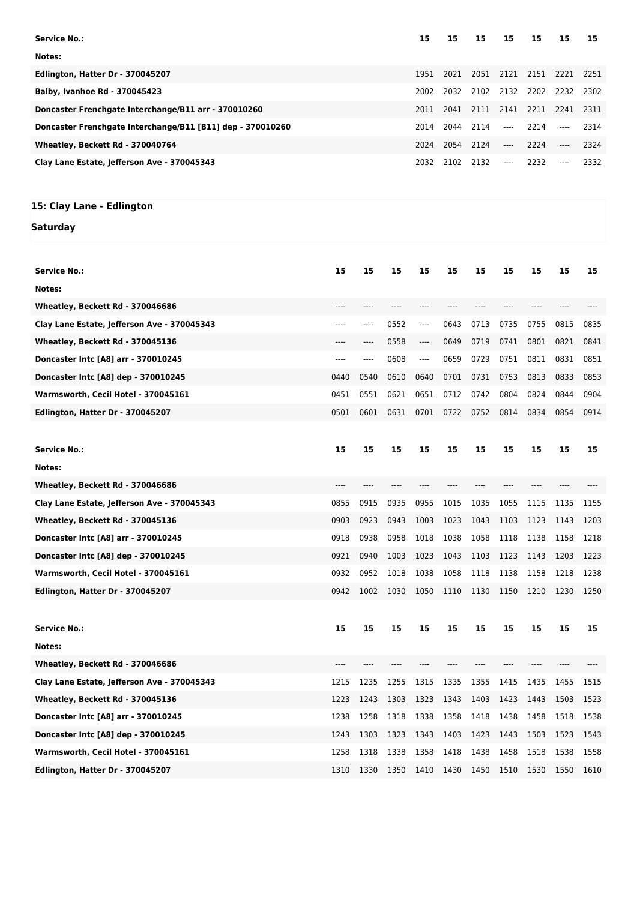| Service No.: | 15 | 15 | 15 | 15 | 15 | 15 | 15 |
|---|---|---|---|---|---|---|---|
| Notes: | | | | | | | |
| Edlington, Hatter Dr - 370045207 | 1951 | 2021 | 2051 | 2121 | 2151 | 2221 | 2251 |
| Balby, Ivanhoe Rd - 370045423 | 2002 | 2032 | 2102 | 2132 | 2202 | 2232 | 2302 |
| Doncaster Frenchgate Interchange/B11 arr - 370010260 | 2011 | 2041 | 2111 | 2141 | 2211 | 2241 | 2311 |
| Doncaster Frenchgate Interchange/B11 [B11] dep - 370010260 | 2014 | 2044 | 2114 | ---- | 2214 | ---- | 2314 |
| Wheatley, Beckett Rd - 370040764 | 2024 | 2054 | 2124 | ---- | 2224 | ---- | 2324 |
| Clay Lane Estate, Jefferson Ave - 370045343 | 2032 | 2102 | 2132 | ---- | 2232 | ---- | 2332 |

## 15: Clay Lane - Edlington

### Saturday

| Service No.: | 15 | 15 | 15 | 15 | 15 | 15 | 15 | 15 | 15 | 15 |
|---|---|---|---|---|---|---|---|---|---|---|
| Notes: | | | | | | | | | | |
| Wheatley, Beckett Rd - 370046686 | ---- | ---- | ---- | ---- | ---- | ---- | ---- | ---- | ---- | ---- |
| Clay Lane Estate, Jefferson Ave - 370045343 | ---- | ---- | 0552 | ---- | 0643 | 0713 | 0735 | 0755 | 0815 | 0835 |
| Wheatley, Beckett Rd - 370045136 | ---- | ---- | 0558 | ---- | 0649 | 0719 | 0741 | 0801 | 0821 | 0841 |
| Doncaster Intc [A8] arr - 370010245 | ---- | ---- | 0608 | ---- | 0659 | 0729 | 0751 | 0811 | 0831 | 0851 |
| Doncaster Intc [A8] dep - 370010245 | 0440 | 0540 | 0610 | 0640 | 0701 | 0731 | 0753 | 0813 | 0833 | 0853 |
| Warmsworth, Cecil Hotel - 370045161 | 0451 | 0551 | 0621 | 0651 | 0712 | 0742 | 0804 | 0824 | 0844 | 0904 |
| Edlington, Hatter Dr - 370045207 | 0501 | 0601 | 0631 | 0701 | 0722 | 0752 | 0814 | 0834 | 0854 | 0914 |

| Service No.: | 15 | 15 | 15 | 15 | 15 | 15 | 15 | 15 | 15 | 15 |
|---|---|---|---|---|---|---|---|---|---|---|
| Notes: | | | | | | | | | | |
| Wheatley, Beckett Rd - 370046686 | ---- | ---- | ---- | ---- | ---- | ---- | ---- | ---- | ---- | ---- |
| Clay Lane Estate, Jefferson Ave - 370045343 | 0855 | 0915 | 0935 | 0955 | 1015 | 1035 | 1055 | 1115 | 1135 | 1155 |
| Wheatley, Beckett Rd - 370045136 | 0903 | 0923 | 0943 | 1003 | 1023 | 1043 | 1103 | 1123 | 1143 | 1203 |
| Doncaster Intc [A8] arr - 370010245 | 0918 | 0938 | 0958 | 1018 | 1038 | 1058 | 1118 | 1138 | 1158 | 1218 |
| Doncaster Intc [A8] dep - 370010245 | 0921 | 0940 | 1003 | 1023 | 1043 | 1103 | 1123 | 1143 | 1203 | 1223 |
| Warmsworth, Cecil Hotel - 370045161 | 0932 | 0952 | 1018 | 1038 | 1058 | 1118 | 1138 | 1158 | 1218 | 1238 |
| Edlington, Hatter Dr - 370045207 | 0942 | 1002 | 1030 | 1050 | 1110 | 1130 | 1150 | 1210 | 1230 | 1250 |

| Service No.: | 15 | 15 | 15 | 15 | 15 | 15 | 15 | 15 | 15 | 15 |
|---|---|---|---|---|---|---|---|---|---|---|
| Notes: | | | | | | | | | | |
| Wheatley, Beckett Rd - 370046686 | ---- | ---- | ---- | ---- | ---- | ---- | ---- | ---- | ---- | ---- |
| Clay Lane Estate, Jefferson Ave - 370045343 | 1215 | 1235 | 1255 | 1315 | 1335 | 1355 | 1415 | 1435 | 1455 | 1515 |
| Wheatley, Beckett Rd - 370045136 | 1223 | 1243 | 1303 | 1323 | 1343 | 1403 | 1423 | 1443 | 1503 | 1523 |
| Doncaster Intc [A8] arr - 370010245 | 1238 | 1258 | 1318 | 1338 | 1358 | 1418 | 1438 | 1458 | 1518 | 1538 |
| Doncaster Intc [A8] dep - 370010245 | 1243 | 1303 | 1323 | 1343 | 1403 | 1423 | 1443 | 1503 | 1523 | 1543 |
| Warmsworth, Cecil Hotel - 370045161 | 1258 | 1318 | 1338 | 1358 | 1418 | 1438 | 1458 | 1518 | 1538 | 1558 |
| Edlington, Hatter Dr - 370045207 | 1310 | 1330 | 1350 | 1410 | 1430 | 1450 | 1510 | 1530 | 1550 | 1610 |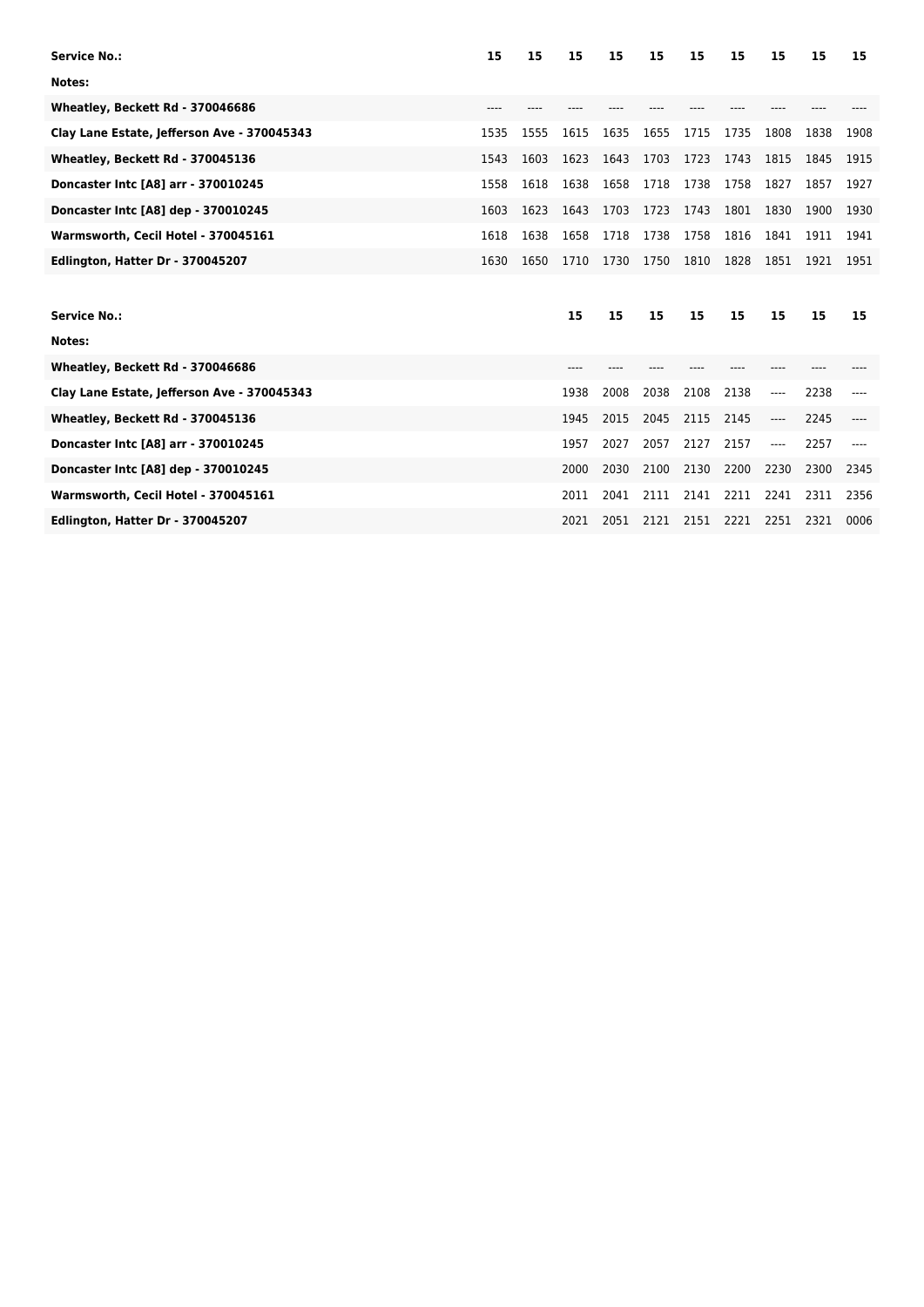| Service No.: | 15 | 15 | 15 | 15 | 15 | 15 | 15 | 15 | 15 | 15 |
|---|---|---|---|---|---|---|---|---|---|---|
| Notes: | | | | | | | | | | |
| Wheatley, Beckett Rd - 370046686 | ---- | ---- | ---- | ---- | ---- | ---- | ---- | ---- | ---- | ---- |
| Clay Lane Estate, Jefferson Ave - 370045343 | 1535 | 1555 | 1615 | 1635 | 1655 | 1715 | 1735 | 1808 | 1838 | 1908 |
| Wheatley, Beckett Rd - 370045136 | 1543 | 1603 | 1623 | 1643 | 1703 | 1723 | 1743 | 1815 | 1845 | 1915 |
| Doncaster Intc [A8] arr - 370010245 | 1558 | 1618 | 1638 | 1658 | 1718 | 1738 | 1758 | 1827 | 1857 | 1927 |
| Doncaster Intc [A8] dep - 370010245 | 1603 | 1623 | 1643 | 1703 | 1723 | 1743 | 1801 | 1830 | 1900 | 1930 |
| Warmsworth, Cecil Hotel - 370045161 | 1618 | 1638 | 1658 | 1718 | 1738 | 1758 | 1816 | 1841 | 1911 | 1941 |
| Edlington, Hatter Dr - 370045207 | 1630 | 1650 | 1710 | 1730 | 1750 | 1810 | 1828 | 1851 | 1921 | 1951 |

| Service No.: | 15 | 15 | 15 | 15 | 15 | 15 | 15 | 15 |
|---|---|---|---|---|---|---|---|---|
| Notes: | | | | | | | | |
| Wheatley, Beckett Rd - 370046686 | ---- | ---- | ---- | ---- | ---- | ---- | ---- | ---- |
| Clay Lane Estate, Jefferson Ave - 370045343 | 1938 | 2008 | 2038 | 2108 | 2138 | ---- | 2238 | ---- |
| Wheatley, Beckett Rd - 370045136 | 1945 | 2015 | 2045 | 2115 | 2145 | ---- | 2245 | ---- |
| Doncaster Intc [A8] arr - 370010245 | 1957 | 2027 | 2057 | 2127 | 2157 | ---- | 2257 | ---- |
| Doncaster Intc [A8] dep - 370010245 | 2000 | 2030 | 2100 | 2130 | 2200 | 2230 | 2300 | 2345 |
| Warmsworth, Cecil Hotel - 370045161 | 2011 | 2041 | 2111 | 2141 | 2211 | 2241 | 2311 | 2356 |
| Edlington, Hatter Dr - 370045207 | 2021 | 2051 | 2121 | 2151 | 2221 | 2251 | 2321 | 0006 |